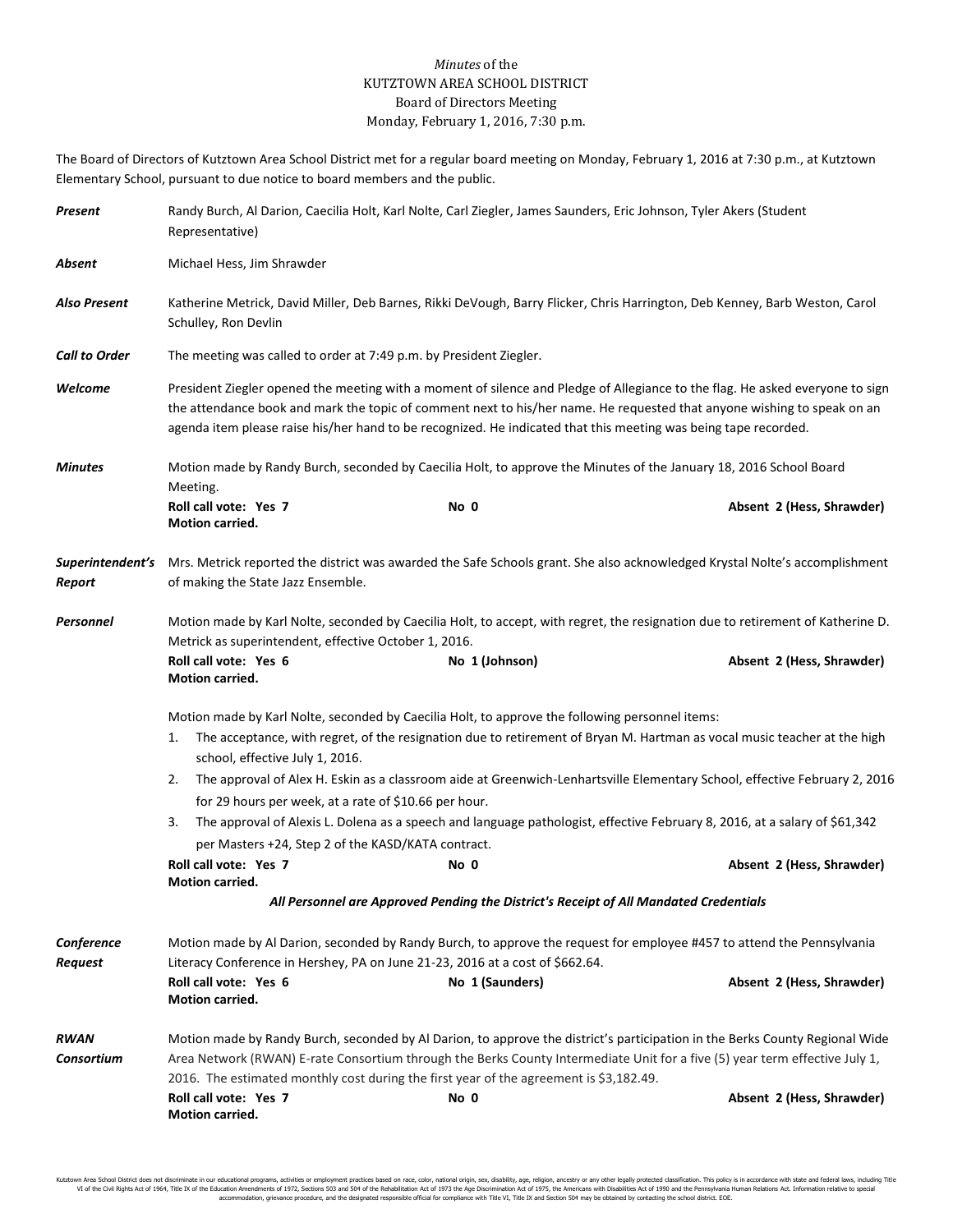*Minutes* of the
KUTZTOWN AREA SCHOOL DISTRICT
Board of Directors Meeting
Monday, February 1, 2016, 7:30 p.m.

The Board of Directors of Kutztown Area School District met for a regular board meeting on Monday, February 1, 2016 at 7:30 p.m., at Kutztown Elementary School, pursuant to due notice to board members and the public.

***Present*** Randy Burch, Al Darion, Caecilia Holt, Karl Nolte, Carl Ziegler, James Saunders, Eric Johnson, Tyler Akers (Student Representative)

***Absent*** Michael Hess, Jim Shrawder

***Also Present*** Katherine Metrick, David Miller, Deb Barnes, Rikki DeVough, Barry Flicker, Chris Harrington, Deb Kenney, Barb Weston, Carol Schulley, Ron Devlin

***Call to Order*** The meeting was called to order at 7:49 p.m. by President Ziegler.

***Welcome*** President Ziegler opened the meeting with a moment of silence and Pledge of Allegiance to the flag. He asked everyone to sign the attendance book and mark the topic of comment next to his/her name. He requested that anyone wishing to speak on an agenda item please raise his/her hand to be recognized. He indicated that this meeting was being tape recorded.

***Minutes*** Motion made by Randy Burch, seconded by Caecilia Holt, to approve the Minutes of the January 18, 2016 School Board Meeting.

**Roll call vote: Yes 7** **No 0** **Absent 2 (Hess, Shrawder)**
**Motion carried.**

***Superintendent's Report*** Mrs. Metrick reported the district was awarded the Safe Schools grant. She also acknowledged Krystal Nolte's accomplishment of making the State Jazz Ensemble.

***Personnel*** Motion made by Karl Nolte, seconded by Caecilia Holt, to accept, with regret, the resignation due to retirement of Katherine D. Metrick as superintendent, effective October 1, 2016.

**Roll call vote: Yes 6** **No 1 (Johnson)** **Absent 2 (Hess, Shrawder)**
**Motion carried.**

Motion made by Karl Nolte, seconded by Caecilia Holt, to approve the following personnel items:

1. The acceptance, with regret, of the resignation due to retirement of Bryan M. Hartman as vocal music teacher at the high school, effective July 1, 2016.
2. The approval of Alex H. Eskin as a classroom aide at Greenwich-Lenhartsville Elementary School, effective February 2, 2016 for 29 hours per week, at a rate of $10.66 per hour.
3. The approval of Alexis L. Dolena as a speech and language pathologist, effective February 8, 2016, at a salary of $61,342 per Masters +24, Step 2 of the KASD/KATA contract.

**Roll call vote: Yes 7** **No 0** **Absent 2 (Hess, Shrawder)**
**Motion carried.**

***All Personnel are Approved Pending the District's Receipt of All Mandated Credentials***

***Conference Request*** Motion made by Al Darion, seconded by Randy Burch, to approve the request for employee #457 to attend the Pennsylvania Literacy Conference in Hershey, PA on June 21-23, 2016 at a cost of $662.64.

**Roll call vote: Yes 6** **No 1 (Saunders)** **Absent 2 (Hess, Shrawder)**
**Motion carried.**

***RWAN Consortium*** Motion made by Randy Burch, seconded by Al Darion, to approve the district's participation in the Berks County Regional Wide Area Network (RWAN) E-rate Consortium through the Berks County Intermediate Unit for a five (5) year term effective July 1, 2016. The estimated monthly cost during the first year of the agreement is $3,182.49.

**Roll call vote: Yes 7** **No 0** **Absent 2 (Hess, Shrawder)**
**Motion carried.**

Kutztown Area School District does not discriminate in our educational programs, activities or employment practices based on race, color, national origin, sex, disability, age, religion, ancestry or any other legally protected classification. This policy is in accordance with state and federal laws, including Title VI of the Civil Rights Act of 1964, Title IX of the Education Amendments of 1972, Sections 503 and 504 of the Rehabilitation Act of 1973 the Age Discrimination Act of 1975, the Americans with Disabilities Act of 1990 and the Pennsylvania Human Relations Act. Information relative to special accommodation, grievance procedure, and the designated responsible official for compliance with Title VI, Title IX and Section 504 may be obtained by contacting the school district. EOE.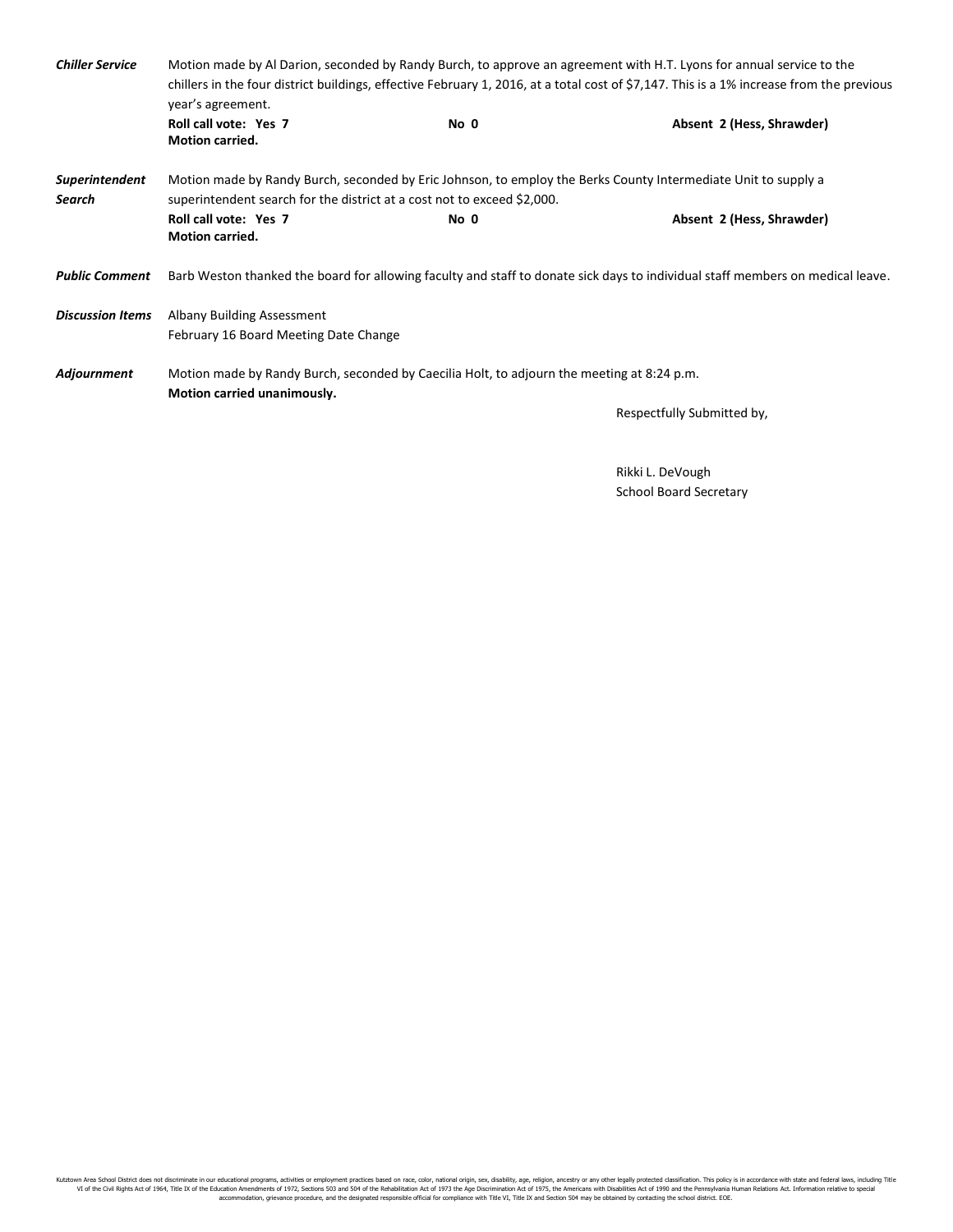***Chiller Service***

Motion made by Al Darion, seconded by Randy Burch, to approve an agreement with H.T. Lyons for annual service to the chillers in the four district buildings, effective February 1, 2016, at a total cost of $7,147. This is a 1% increase from the previous year's agreement.

**Roll call vote: Yes 7** **No 0** **Absent 2 (Hess, Shrawder)**
**Motion carried.**

***Superintendent Search***

Motion made by Randy Burch, seconded by Eric Johnson, to employ the Berks County Intermediate Unit to supply a superintendent search for the district at a cost not to exceed $2,000.

**Roll call vote: Yes 7** **No 0** **Absent 2 (Hess, Shrawder)**
**Motion carried.**

***Public Comment***

Barb Weston thanked the board for allowing faculty and staff to donate sick days to individual staff members on medical leave.

***Discussion Items***

Albany Building Assessment
February 16 Board Meeting Date Change

***Adjournment***

Motion made by Randy Burch, seconded by Caecilia Holt, to adjourn the meeting at 8:24 p.m.
**Motion carried unanimously.**

Respectfully Submitted by,

Rikki L. DeVough
School Board Secretary

Kutztown Area School District does not discriminate in our educational programs, activities or employment practices based on race, color, national origin, sex, disability, age, religion, ancestry or any other legally protected classification. This policy is in accordance with state and federal laws, including Title VI of the Civil Rights Act of 1964, Title IX of the Education Amendments of 1972, Sections 503 and 504 of the Rehabilitation Act of 1973 the Age Discrimination Act of 1975, the Americans with Disabilities Act of 1990 and the Pennsylvania Human Relations Act. Information relative to special accommodation, grievance procedure, and the designated responsible official for compliance with Title VI, Title IX and Section 504 may be obtained by contacting the school district. EOE.